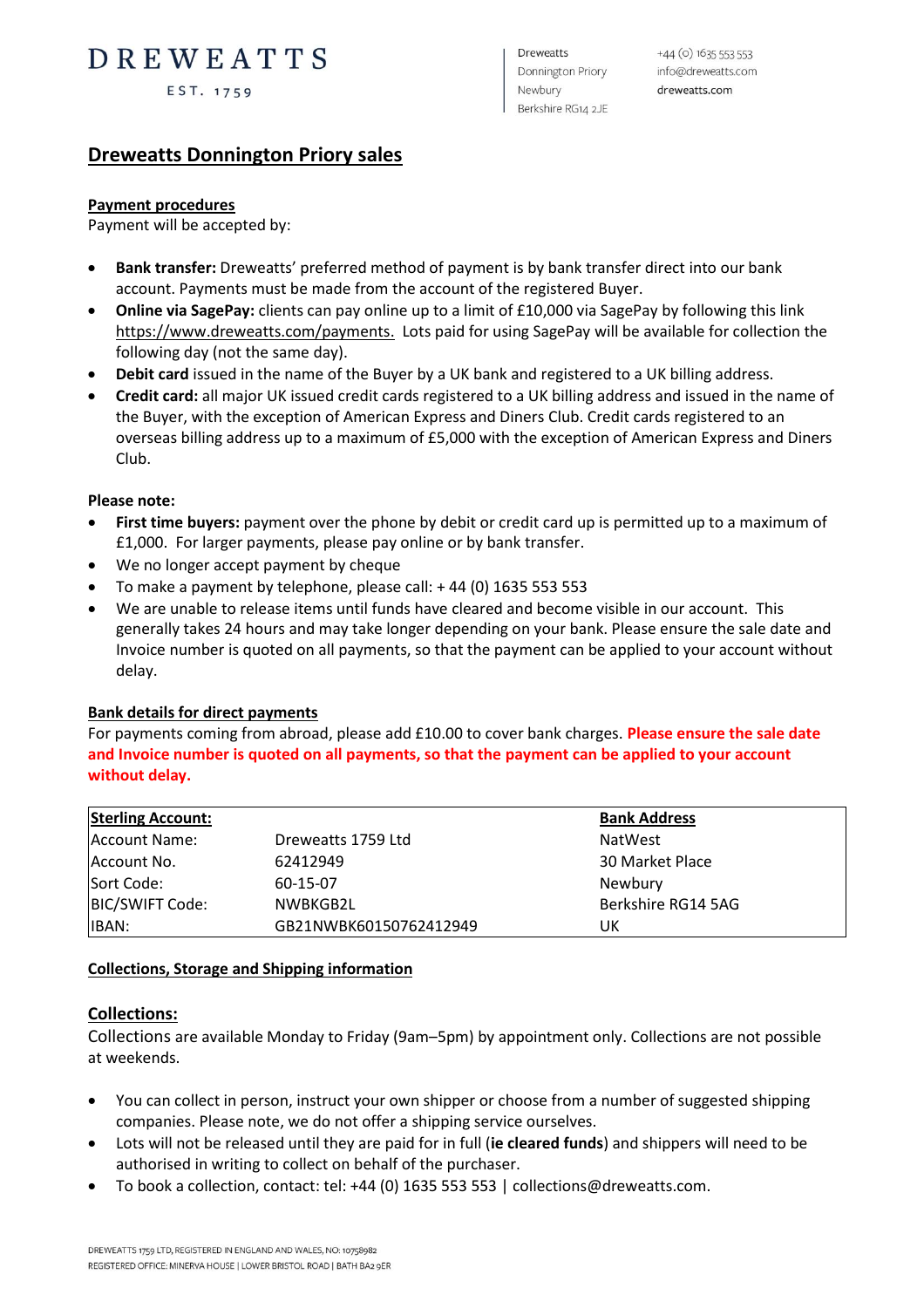# DREWEATTS

EST. 1759

Dreweatts
Donnington Priory
Newbury
Berkshire RG14 2JE

+44 (0) 1635 553 553
info@dreweatts.com
dreweatts.com

## Dreweatts Donnington Priory sales

### Payment procedures

Payment will be accepted by:

- **Bank transfer:** Dreweatts' preferred method of payment is by bank transfer direct into our bank account. Payments must be made from the account of the registered Buyer.
- **Online via SagePay:** clients can pay online up to a limit of £10,000 via SagePay by following this link https://www.dreweatts.com/payments. Lots paid for using SagePay will be available for collection the following day (not the same day).
- **Debit card** issued in the name of the Buyer by a UK bank and registered to a UK billing address.
- **Credit card:** all major UK issued credit cards registered to a UK billing address and issued in the name of the Buyer, with the exception of American Express and Diners Club. Credit cards registered to an overseas billing address up to a maximum of £5,000 with the exception of American Express and Diners Club.

**Please note:**

- **First time buyers:** payment over the phone by debit or credit card up is permitted up to a maximum of £1,000. For larger payments, please pay online or by bank transfer.
- We no longer accept payment by cheque
- To make a payment by telephone, please call: + 44 (0) 1635 553 553
- We are unable to release items until funds have cleared and become visible in our account. This generally takes 24 hours and may take longer depending on your bank. Please ensure the sale date and Invoice number is quoted on all payments, so that the payment can be applied to your account without delay.

### Bank details for direct payments

For payments coming from abroad, please add £10.00 to cover bank charges. **Please ensure the sale date and Invoice number is quoted on all payments, so that the payment can be applied to your account without delay.**

| Sterling Account: | | Bank Address |
|---|---|---|
| Account Name: | Dreweatts 1759 Ltd | NatWest |
| Account No. | 62412949 | 30 Market Place |
| Sort Code: | 60-15-07 | Newbury |
| BIC/SWIFT Code: | NWBKGB2L | Berkshire RG14 5AG |
| IBAN: | GB21NWBK60150762412949 | UK |

### Collections, Storage and Shipping information

### Collections:

Collections are available Monday to Friday (9am–5pm) by appointment only. Collections are not possible at weekends.

- You can collect in person, instruct your own shipper or choose from a number of suggested shipping companies. Please note, we do not offer a shipping service ourselves.
- Lots will not be released until they are paid for in full (**ie cleared funds**) and shippers will need to be authorised in writing to collect on behalf of the purchaser.
- To book a collection, contact: tel: +44 (0) 1635 553 553 | collections@dreweatts.com.

DREWEATTS 1759 LTD, REGISTERED IN ENGLAND AND WALES, NO: 10758982
REGISTERED OFFICE: MINERVA HOUSE | LOWER BRISTOL ROAD | BATH BA2 9ER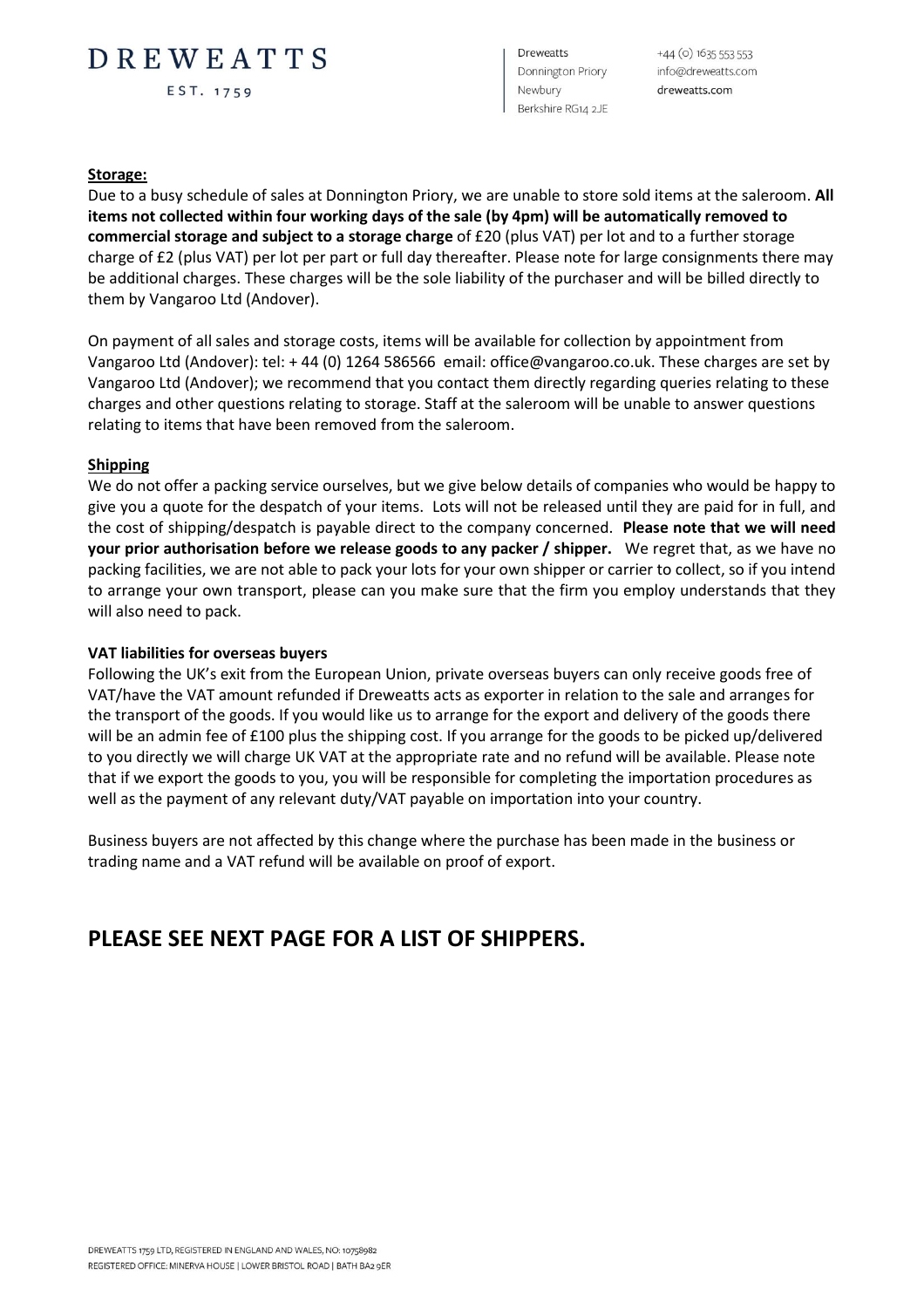## Storage:

Due to a busy schedule of sales at Donnington Priory, we are unable to store sold items at the saleroom. **All items not collected within four working days of the sale (by 4pm) will be automatically removed to commercial storage and subject to a storage charge** of £20 (plus VAT) per lot and to a further storage charge of £2 (plus VAT) per lot per part or full day thereafter. Please note for large consignments there may be additional charges. These charges will be the sole liability of the purchaser and will be billed directly to them by Vangaroo Ltd (Andover).

On payment of all sales and storage costs, items will be available for collection by appointment from Vangaroo Ltd (Andover): tel: + 44 (0) 1264 586566 email: office@vangaroo.co.uk. These charges are set by Vangaroo Ltd (Andover); we recommend that you contact them directly regarding queries relating to these charges and other questions relating to storage. Staff at the saleroom will be unable to answer questions relating to items that have been removed from the saleroom.

## Shipping

We do not offer a packing service ourselves, but we give below details of companies who would be happy to give you a quote for the despatch of your items. Lots will not be released until they are paid for in full, and the cost of shipping/despatch is payable direct to the company concerned. **Please note that we will need your prior authorisation before we release goods to any packer / shipper.** We regret that, as we have no packing facilities, we are not able to pack your lots for your own shipper or carrier to collect, so if you intend to arrange your own transport, please can you make sure that the firm you employ understands that they will also need to pack.

### VAT liabilities for overseas buyers

Following the UK's exit from the European Union, private overseas buyers can only receive goods free of VAT/have the VAT amount refunded if Dreweatts acts as exporter in relation to the sale and arranges for the transport of the goods. If you would like us to arrange for the export and delivery of the goods there will be an admin fee of £100 plus the shipping cost. If you arrange for the goods to be picked up/delivered to you directly we will charge UK VAT at the appropriate rate and no refund will be available. Please note that if we export the goods to you, you will be responsible for completing the importation procedures as well as the payment of any relevant duty/VAT payable on importation into your country.

Business buyers are not affected by this change where the purchase has been made in the business or trading name and a VAT refund will be available on proof of export.

## PLEASE SEE NEXT PAGE FOR A LIST OF SHIPPERS.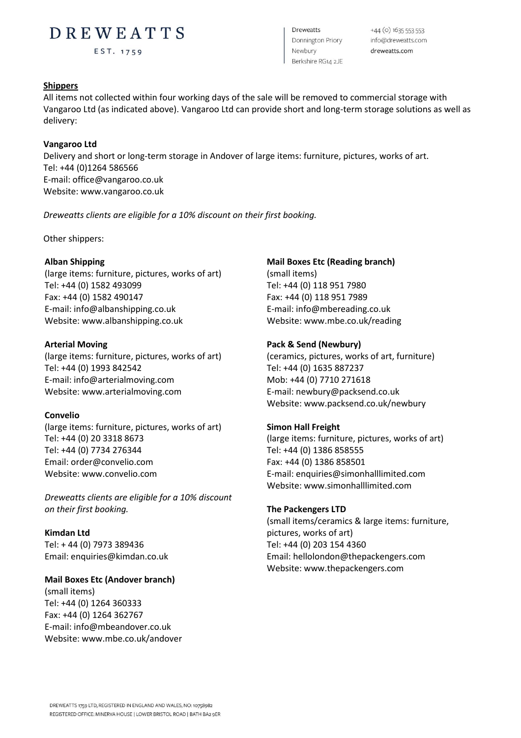## Shippers

All items not collected within four working days of the sale will be removed to commercial storage with Vangaroo Ltd (as indicated above). Vangaroo Ltd can provide short and long-term storage solutions as well as delivery:

**Vangaroo Ltd**
Delivery and short or long-term storage in Andover of large items: furniture, pictures, works of art.
Tel: +44 (0)1264 586566
E-mail: office@vangaroo.co.uk
Website: www.vangaroo.co.uk

*Dreweatts clients are eligible for a 10% discount on their first booking.*

Other shippers:

**Alban Shipping**
(large items: furniture, pictures, works of art)
Tel: +44 (0) 1582 493099
Fax: +44 (0) 1582 490147
E-mail: info@albanshipping.co.uk
Website: www.albanshipping.co.uk

**Arterial Moving**
(large items: furniture, pictures, works of art)
Tel: +44 (0) 1993 842542
E-mail: info@arterialmoving.com
Website: www.arterialmoving.com

**Convelio**
(large items: furniture, pictures, works of art)
Tel: +44 (0) 20 3318 8673
Tel: +44 (0) 7734 276344
Email: order@convelio.com
Website: www.convelio.com

*Dreweatts clients are eligible for a 10% discount on their first booking.*

**Kimdan Ltd**
Tel: + 44 (0) 7973 389436
Email: enquiries@kimdan.co.uk

**Mail Boxes Etc (Andover branch)**
(small items)
Tel: +44 (0) 1264 360333
Fax: +44 (0) 1264 362767
E-mail: info@mbeandover.co.uk
Website: www.mbe.co.uk/andover

**Mail Boxes Etc (Reading branch)**
(small items)
Tel: +44 (0) 118 951 7980
Fax: +44 (0) 118 951 7989
E-mail: info@mbereading.co.uk
Website: www.mbe.co.uk/reading

**Pack & Send (Newbury)**
(ceramics, pictures, works of art, furniture)
Tel: +44 (0) 1635 887237
Mob: +44 (0) 7710 271618
E-mail: newbury@packsend.co.uk
Website: www.packsend.co.uk/newbury

**Simon Hall Freight**
(large items: furniture, pictures, works of art)
Tel: +44 (0) 1386 858555
Fax: +44 (0) 1386 858501
E-mail: enquiries@simonhalllimited.com
Website: www.simonhalllimited.com

**The Packengers LTD**
(small items/ceramics & large items: furniture, pictures, works of art)
Tel: +44 (0) 203 154 4360
Email: hellolondon@thepackengers.com
Website: www.thepackengers.com